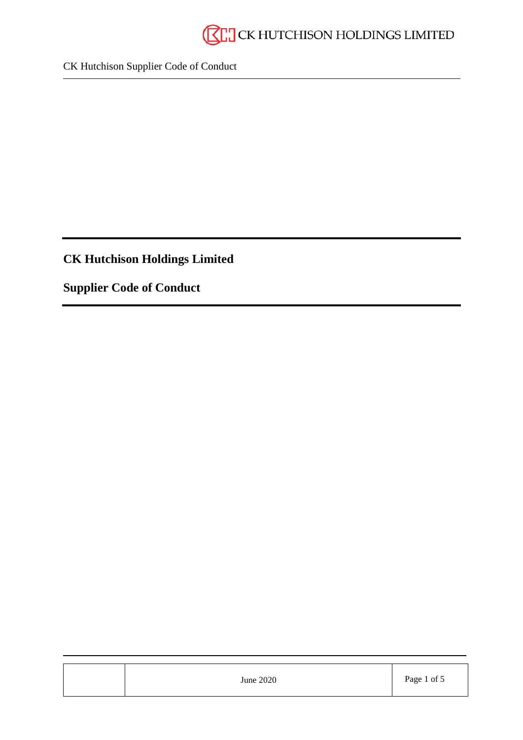# CK Hutchison Holdings Limited

## Supplier Code of Conduct

June 2020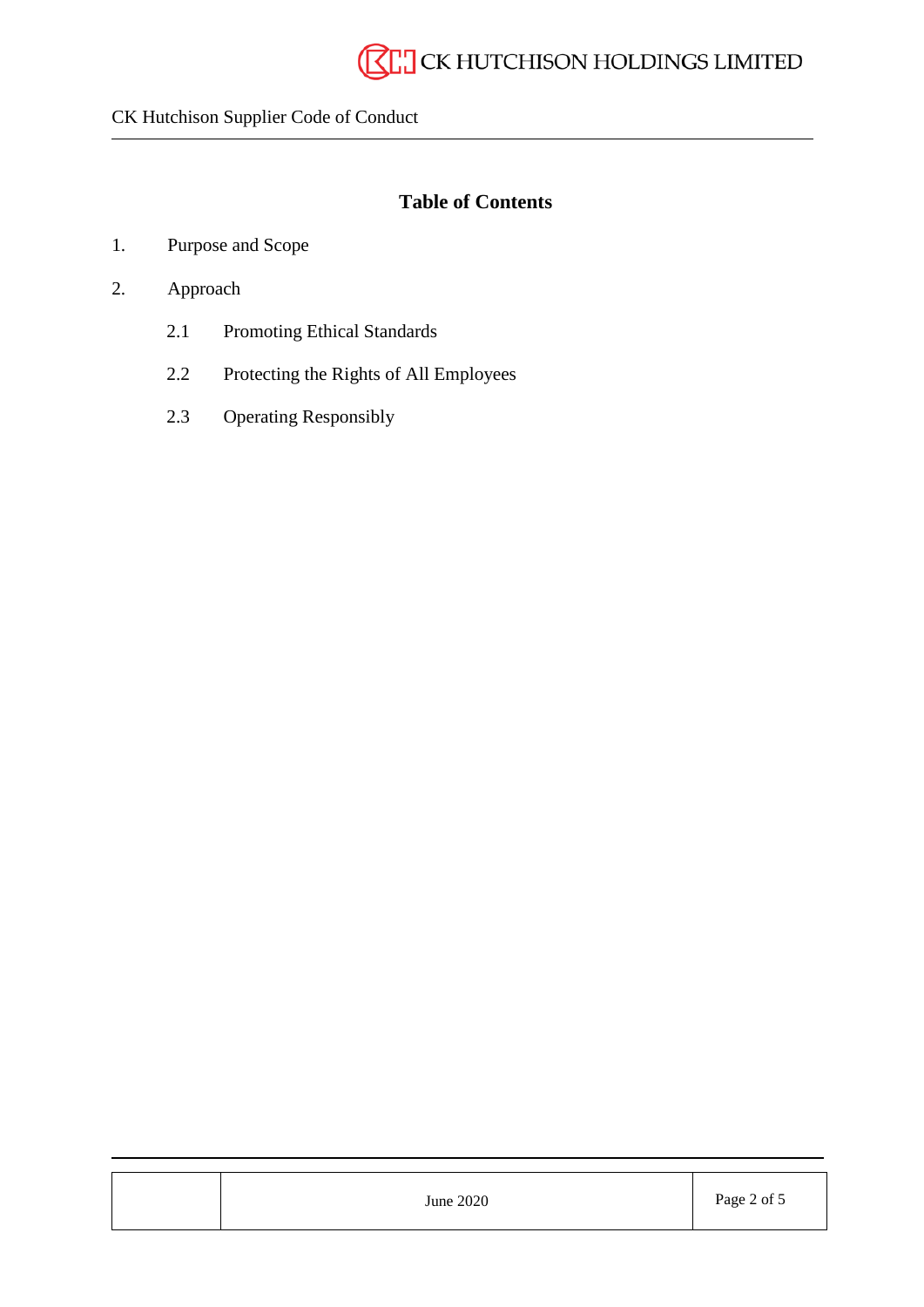## Table of Contents

1. Purpose and Scope
2. Approach
    - 2.1 Promoting Ethical Standards
    - 2.2 Protecting the Rights of All Employees
    - 2.3 Operating Responsibly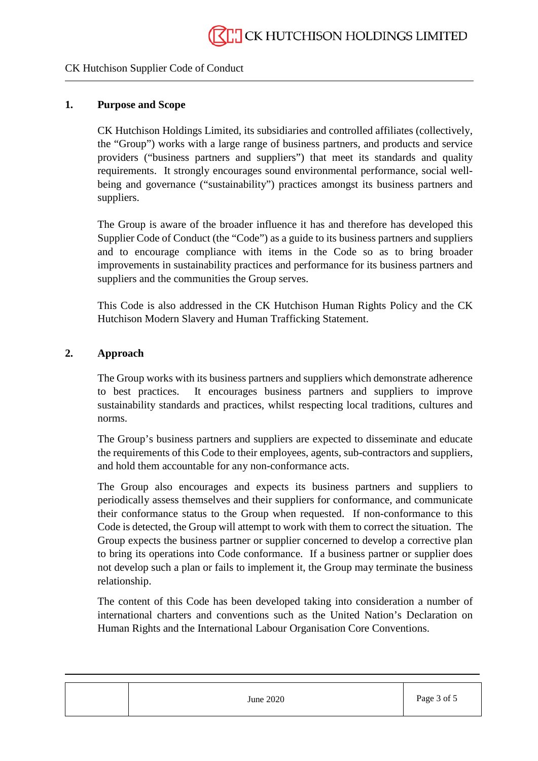## 1. Purpose and Scope

CK Hutchison Holdings Limited, its subsidiaries and controlled affiliates (collectively, the "Group") works with a large range of business partners, and products and service providers ("business partners and suppliers") that meet its standards and quality requirements. It strongly encourages sound environmental performance, social well-being and governance ("sustainability") practices amongst its business partners and suppliers.

The Group is aware of the broader influence it has and therefore has developed this Supplier Code of Conduct (the "Code") as a guide to its business partners and suppliers and to encourage compliance with items in the Code so as to bring broader improvements in sustainability practices and performance for its business partners and suppliers and the communities the Group serves.

This Code is also addressed in the CK Hutchison Human Rights Policy and the CK Hutchison Modern Slavery and Human Trafficking Statement.

## 2. Approach

The Group works with its business partners and suppliers which demonstrate adherence to best practices. It encourages business partners and suppliers to improve sustainability standards and practices, whilst respecting local traditions, cultures and norms.

The Group's business partners and suppliers are expected to disseminate and educate the requirements of this Code to their employees, agents, sub-contractors and suppliers, and hold them accountable for any non-conformance acts.

The Group also encourages and expects its business partners and suppliers to periodically assess themselves and their suppliers for conformance, and communicate their conformance status to the Group when requested. If non-conformance to this Code is detected, the Group will attempt to work with them to correct the situation. The Group expects the business partner or supplier concerned to develop a corrective plan to bring its operations into Code conformance. If a business partner or supplier does not develop such a plan or fails to implement it, the Group may terminate the business relationship.

The content of this Code has been developed taking into consideration a number of international charters and conventions such as the United Nation's Declaration on Human Rights and the International Labour Organisation Core Conventions.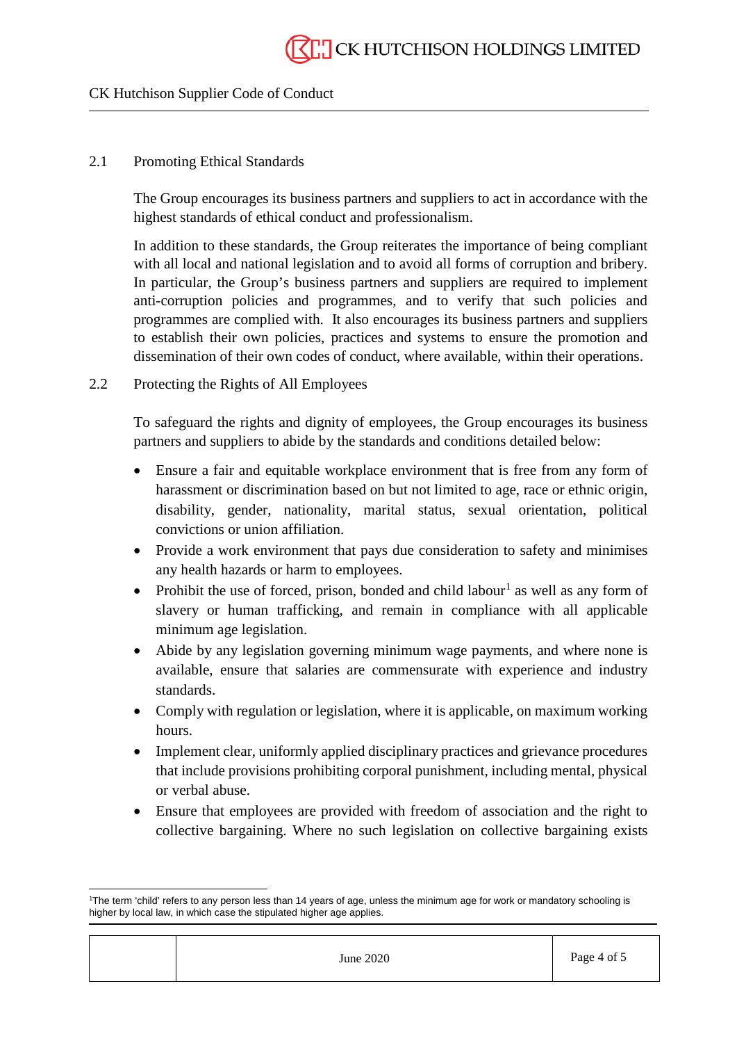### 2.1 Promoting Ethical Standards

The Group encourages its business partners and suppliers to act in accordance with the highest standards of ethical conduct and professionalism.

In addition to these standards, the Group reiterates the importance of being compliant with all local and national legislation and to avoid all forms of corruption and bribery. In particular, the Group's business partners and suppliers are required to implement anti-corruption policies and programmes, and to verify that such policies and programmes are complied with. It also encourages its business partners and suppliers to establish their own policies, practices and systems to ensure the promotion and dissemination of their own codes of conduct, where available, within their operations.

### 2.2 Protecting the Rights of All Employees

To safeguard the rights and dignity of employees, the Group encourages its business partners and suppliers to abide by the standards and conditions detailed below:

- Ensure a fair and equitable workplace environment that is free from any form of harassment or discrimination based on but not limited to age, race or ethnic origin, disability, gender, nationality, marital status, sexual orientation, political convictions or union affiliation.
- Provide a work environment that pays due consideration to safety and minimises any health hazards or harm to employees.
- Prohibit the use of forced, prison, bonded and child labour[1] as well as any form of slavery or human trafficking, and remain in compliance with all applicable minimum age legislation.
- Abide by any legislation governing minimum wage payments, and where none is available, ensure that salaries are commensurate with experience and industry standards.
- Comply with regulation or legislation, where it is applicable, on maximum working hours.
- Implement clear, uniformly applied disciplinary practices and grievance procedures that include provisions prohibiting corporal punishment, including mental, physical or verbal abuse.
- Ensure that employees are provided with freedom of association and the right to collective bargaining. Where no such legislation on collective bargaining exists

[1] The term 'child' refers to any person less than 14 years of age, unless the minimum age for work or mandatory schooling is higher by local law, in which case the stipulated higher age applies.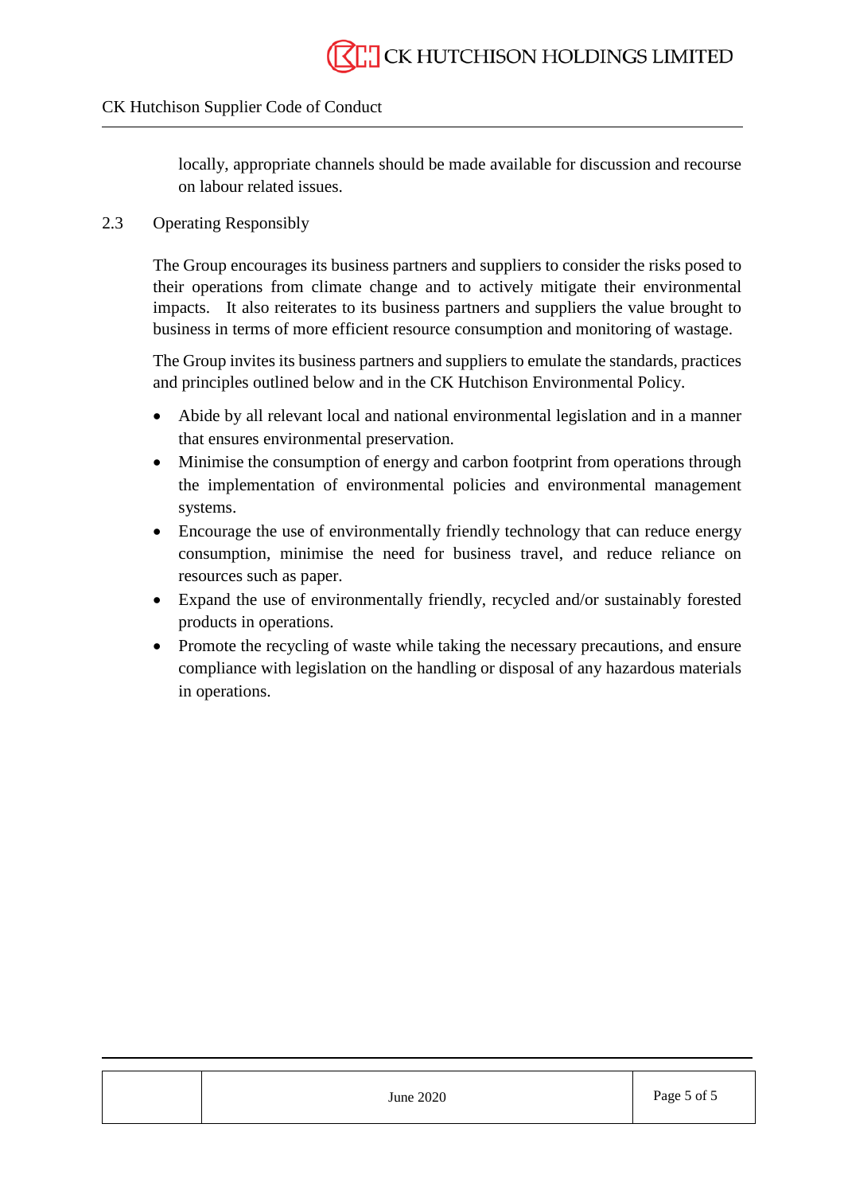locally, appropriate channels should be made available for discussion and recourse on labour related issues.

## 2.3 Operating Responsibly

The Group encourages its business partners and suppliers to consider the risks posed to their operations from climate change and to actively mitigate their environmental impacts. It also reiterates to its business partners and suppliers the value brought to business in terms of more efficient resource consumption and monitoring of wastage.

The Group invites its business partners and suppliers to emulate the standards, practices and principles outlined below and in the CK Hutchison Environmental Policy.

- Abide by all relevant local and national environmental legislation and in a manner that ensures environmental preservation.
- Minimise the consumption of energy and carbon footprint from operations through the implementation of environmental policies and environmental management systems.
- Encourage the use of environmentally friendly technology that can reduce energy consumption, minimise the need for business travel, and reduce reliance on resources such as paper.
- Expand the use of environmentally friendly, recycled and/or sustainably forested products in operations.
- Promote the recycling of waste while taking the necessary precautions, and ensure compliance with legislation on the handling or disposal of any hazardous materials in operations.